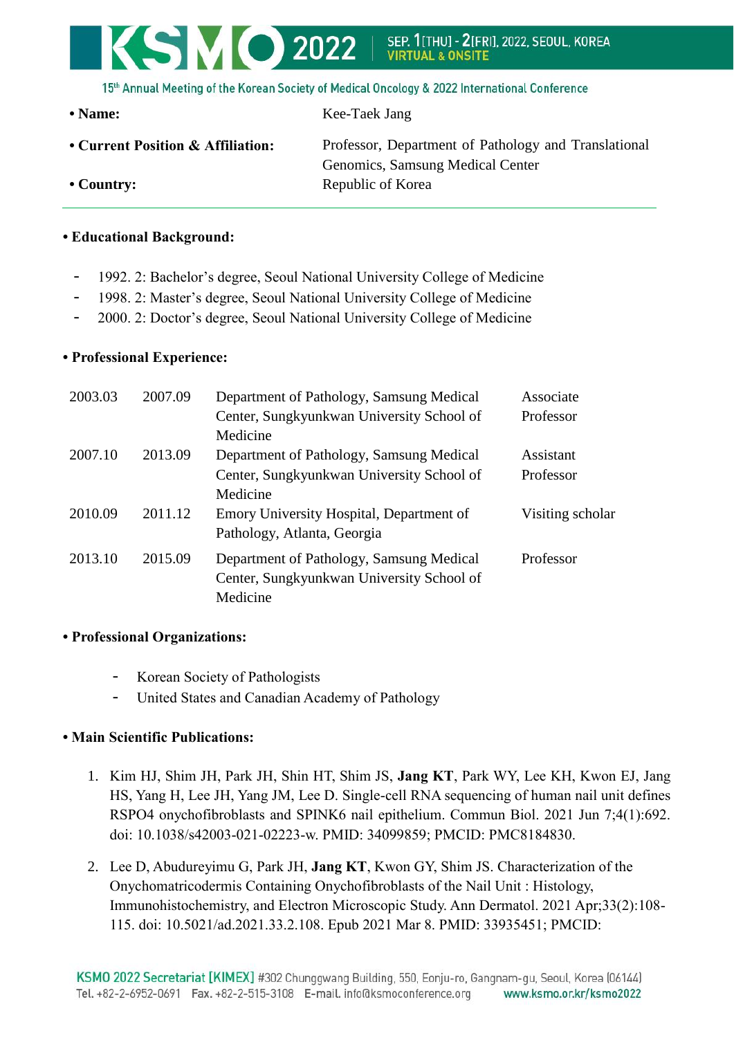- **Name:** Kee-Taek Jang
- **Current Position & Affiliation:** Professor, Department of Pathology and Translational Genomics, Samsung Medical Center
- **Country:** Republic of Korea

---

**• Educational Background:**

- 1992. 2: Bachelor's degree, Seoul National University College of Medicine
- 1998. 2: Master's degree, Seoul National University College of Medicine
- 2000. 2: Doctor's degree, Seoul National University College of Medicine

**• Professional Experience:**

| | | | |
|---|---|---|---|
| 2003.03 | 2007.09 | Department of Pathology, Samsung Medical Center, Sungkyunkwan University School of Medicine | Associate Professor |
| 2007.10 | 2013.09 | Department of Pathology, Samsung Medical Center, Sungkyunkwan University School of Medicine | Assistant Professor |
| 2010.09 | 2011.12 | Emory University Hospital, Department of Pathology, Atlanta, Georgia | Visiting scholar |
| 2013.10 | 2015.09 | Department of Pathology, Samsung Medical Center, Sungkyunkwan University School of Medicine | Professor |

**• Professional Organizations:**

- Korean Society of Pathologists
- United States and Canadian Academy of Pathology

**• Main Scientific Publications:**

1. Kim HJ, Shim JH, Park JH, Shin HT, Shim JS, **Jang KT**, Park WY, Lee KH, Kwon EJ, Jang HS, Yang H, Lee JH, Yang JM, Lee D. Single-cell RNA sequencing of human nail unit defines RSPO4 onychofibroblasts and SPINK6 nail epithelium. Commun Biol. 2021 Jun 7;4(1):692. doi: 10.1038/s42003-021-02223-w. PMID: 34099859; PMCID: PMC8184830.
2. Lee D, Abudureyimu G, Park JH, **Jang KT**, Kwon GY, Shim JS. Characterization of the Onychomatricodermis Containing Onychofibroblasts of the Nail Unit : Histology, Immunohistochemistry, and Electron Microscopic Study. Ann Dermatol. 2021 Apr;33(2):108-115. doi: 10.5021/ad.2021.33.2.108. Epub 2021 Mar 8. PMID: 33935451; PMCID: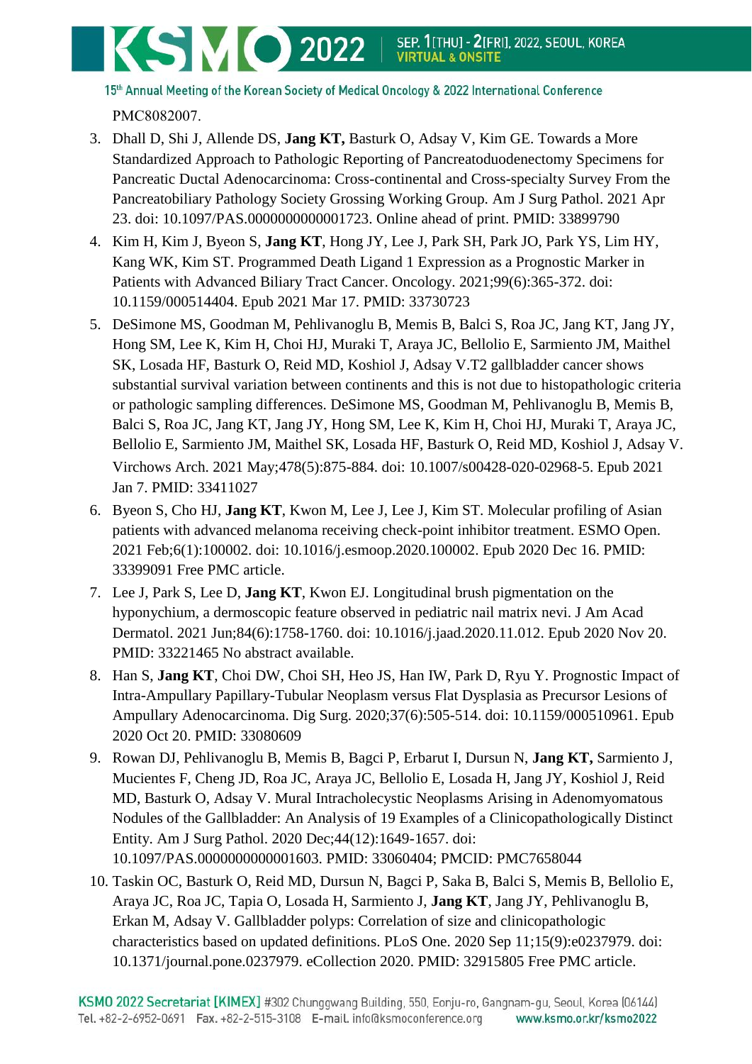PMC8082007.

3. Dhall D, Shi J, Allende DS, **Jang KT,** Basturk O, Adsay V, Kim GE. Towards a More Standardized Approach to Pathologic Reporting of Pancreatoduodenectomy Specimens for Pancreatic Ductal Adenocarcinoma: Cross-continental and Cross-specialty Survey From the Pancreatobiliary Pathology Society Grossing Working Group. Am J Surg Pathol. 2021 Apr 23. doi: 10.1097/PAS.0000000000001723. Online ahead of print. PMID: 33899790
4. Kim H, Kim J, Byeon S, **Jang KT**, Hong JY, Lee J, Park SH, Park JO, Park YS, Lim HY, Kang WK, Kim ST. Programmed Death Ligand 1 Expression as a Prognostic Marker in Patients with Advanced Biliary Tract Cancer. Oncology. 2021;99(6):365-372. doi: 10.1159/000514404. Epub 2021 Mar 17. PMID: 33730723
5. DeSimone MS, Goodman M, Pehlivanoglu B, Memis B, Balci S, Roa JC, Jang KT, Jang JY, Hong SM, Lee K, Kim H, Choi HJ, Muraki T, Araya JC, Bellolio E, Sarmiento JM, Maithel SK, Losada HF, Basturk O, Reid MD, Koshiol J, Adsay V.T2 gallbladder cancer shows substantial survival variation between continents and this is not due to histopathologic criteria or pathologic sampling differences. DeSimone MS, Goodman M, Pehlivanoglu B, Memis B, Balci S, Roa JC, Jang KT, Jang JY, Hong SM, Lee K, Kim H, Choi HJ, Muraki T, Araya JC, Bellolio E, Sarmiento JM, Maithel SK, Losada HF, Basturk O, Reid MD, Koshiol J, Adsay V. Virchows Arch. 2021 May;478(5):875-884. doi: 10.1007/s00428-020-02968-5. Epub 2021 Jan 7. PMID: 33411027
6. Byeon S, Cho HJ, **Jang KT**, Kwon M, Lee J, Lee J, Kim ST. Molecular profiling of Asian patients with advanced melanoma receiving check-point inhibitor treatment. ESMO Open. 2021 Feb;6(1):100002. doi: 10.1016/j.esmoop.2020.100002. Epub 2020 Dec 16. PMID: 33399091 Free PMC article.
7. Lee J, Park S, Lee D, **Jang KT**, Kwon EJ. Longitudinal brush pigmentation on the hyponychium, a dermoscopic feature observed in pediatric nail matrix nevi. J Am Acad Dermatol. 2021 Jun;84(6):1758-1760. doi: 10.1016/j.jaad.2020.11.012. Epub 2020 Nov 20. PMID: 33221465 No abstract available.
8. Han S, **Jang KT**, Choi DW, Choi SH, Heo JS, Han IW, Park D, Ryu Y. Prognostic Impact of Intra-Ampullary Papillary-Tubular Neoplasm versus Flat Dysplasia as Precursor Lesions of Ampullary Adenocarcinoma. Dig Surg. 2020;37(6):505-514. doi: 10.1159/000510961. Epub 2020 Oct 20. PMID: 33080609
9. Rowan DJ, Pehlivanoglu B, Memis B, Bagci P, Erbarut I, Dursun N, **Jang KT,** Sarmiento J, Mucientes F, Cheng JD, Roa JC, Araya JC, Bellolio E, Losada H, Jang JY, Koshiol J, Reid MD, Basturk O, Adsay V. Mural Intracholecystic Neoplasms Arising in Adenomyomatous Nodules of the Gallbladder: An Analysis of 19 Examples of a Clinicopathologically Distinct Entity. Am J Surg Pathol. 2020 Dec;44(12):1649-1657. doi: 10.1097/PAS.0000000000001603. PMID: 33060404; PMCID: PMC7658044
10. Taskin OC, Basturk O, Reid MD, Dursun N, Bagci P, Saka B, Balci S, Memis B, Bellolio E, Araya JC, Roa JC, Tapia O, Losada H, Sarmiento J, **Jang KT**, Jang JY, Pehlivanoglu B, Erkan M, Adsay V. Gallbladder polyps: Correlation of size and clinicopathologic characteristics based on updated definitions. PLoS One. 2020 Sep 11;15(9):e0237979. doi: 10.1371/journal.pone.0237979. eCollection 2020. PMID: 32915805 Free PMC article.